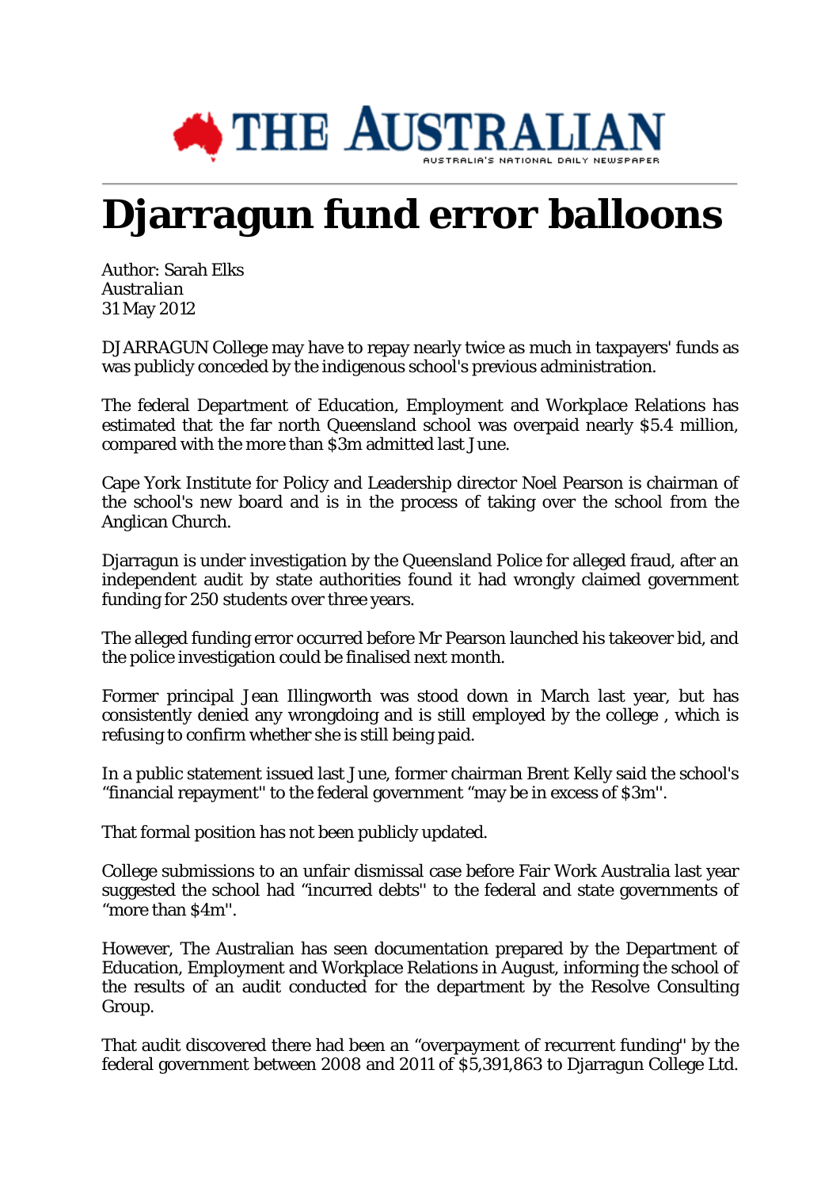# Djarragun fund error balloons

Author: Sarah Elks
*Australian*
31 May 2012

DJARRAGUN College may have to repay nearly twice as much in taxpayers' funds as was publicly conceded by the indigenous school's previous administration.

The federal Department of Education, Employment and Workplace Relations has estimated that the far north Queensland school was overpaid nearly $5.4 million, compared with the more than $3m admitted last June.

Cape York Institute for Policy and Leadership director Noel Pearson is chairman of the school's new board and is in the process of taking over the school from the Anglican Church.

Djarragun is under investigation by the Queensland Police for alleged fraud, after an independent audit by state authorities found it had wrongly claimed government funding for 250 students over three years.

The alleged funding error occurred before Mr Pearson launched his takeover bid, and the police investigation could be finalised next month.

Former principal Jean Illingworth was stood down in March last year, but has consistently denied any wrongdoing and is still employed by the college , which is refusing to confirm whether she is still being paid.

In a public statement issued last June, former chairman Brent Kelly said the school's "financial repayment'' to the federal government "may be in excess of $3m''.

That formal position has not been publicly updated.

College submissions to an unfair dismissal case before Fair Work Australia last year suggested the school had "incurred debts'' to the federal and state governments of "more than $4m''.

However, The Australian has seen documentation prepared by the Department of Education, Employment and Workplace Relations in August, informing the school of the results of an audit conducted for the department by the Resolve Consulting Group.

That audit discovered there had been an "overpayment of recurrent funding'' by the federal government between 2008 and 2011 of $5,391,863 to Djarragun College Ltd.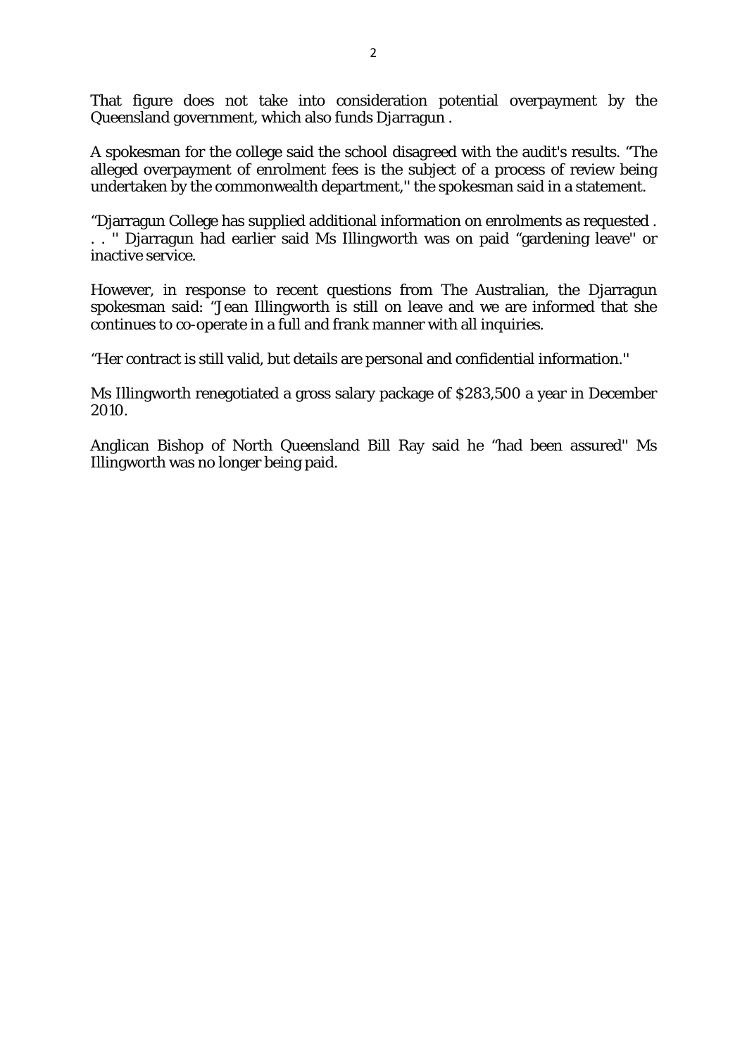That figure does not take into consideration potential overpayment by the Queensland government, which also funds Djarragun .

A spokesman for the college said the school disagreed with the audit's results. "The alleged overpayment of enrolment fees is the subject of a process of review being undertaken by the commonwealth department,'' the spokesman said in a statement.

"Djarragun College has supplied additional information on enrolments as requested . . . '' Djarragun had earlier said Ms Illingworth was on paid "gardening leave'' or inactive service.

However, in response to recent questions from The Australian, the Djarragun spokesman said: "Jean Illingworth is still on leave and we are informed that she continues to co-operate in a full and frank manner with all inquiries.

"Her contract is still valid, but details are personal and confidential information.''

Ms Illingworth renegotiated a gross salary package of $283,500 a year in December 2010.

Anglican Bishop of North Queensland Bill Ray said he "had been assured'' Ms Illingworth was no longer being paid.